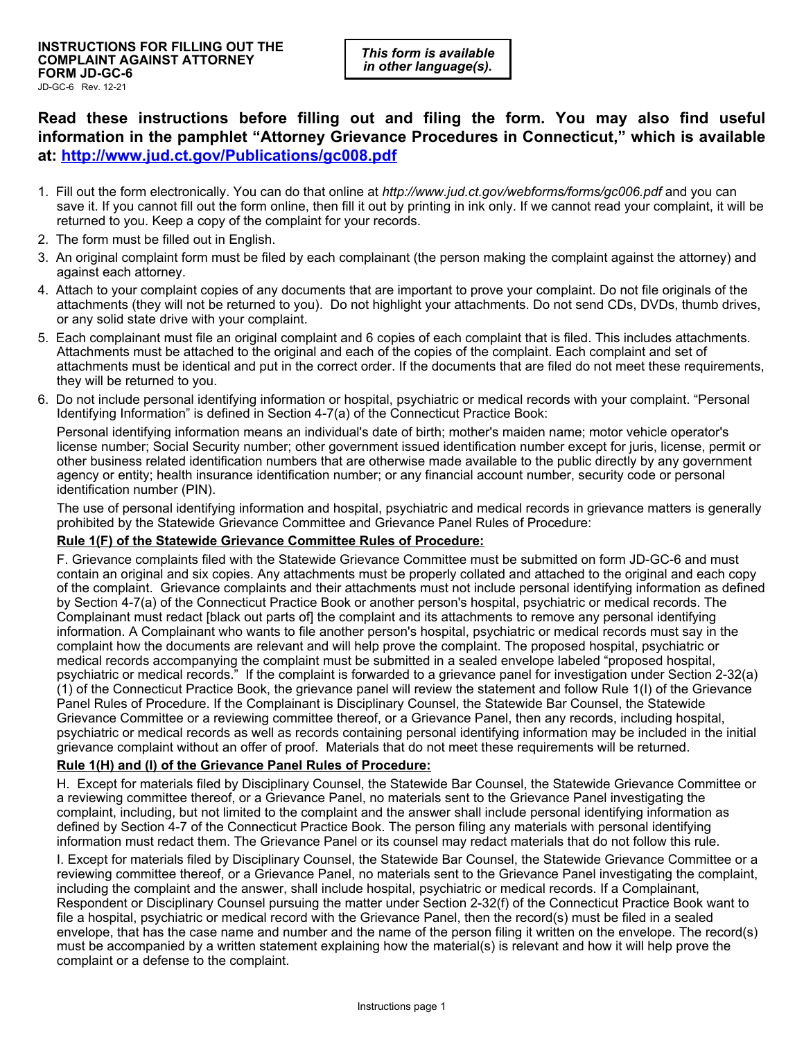**INSTRUCTIONS FOR FILLING OUT THE COMPLAINT AGAINST ATTORNEY FORM JD-GC-6**
JD-GC-6 Rev. 12-21

***This form is available in other language(s).***

**Read these instructions before filling out and filing the form. You may also find useful information in the pamphlet "Attorney Grievance Procedures in Connecticut," which is available at: [http://www.jud.ct.gov/Publications/gc008.pdf](http://www.jud.ct.gov/Publications/gc008.pdf)**

1. Fill out the form electronically. You can do that online at *http://www.jud.ct.gov/webforms/forms/gc006.pdf* and you can save it. If you cannot fill out the form online, then fill it out by printing in ink only. If we cannot read your complaint, it will be returned to you. Keep a copy of the complaint for your records.
2. The form must be filled out in English.
3. An original complaint form must be filed by each complainant (the person making the complaint against the attorney) and against each attorney.
4. Attach to your complaint copies of any documents that are important to prove your complaint. Do not file originals of the attachments (they will not be returned to you). Do not highlight your attachments. Do not send CDs, DVDs, thumb drives, or any solid state drive with your complaint.
5. Each complainant must file an original complaint and 6 copies of each complaint that is filed. This includes attachments. Attachments must be attached to the original and each of the copies of the complaint. Each complaint and set of attachments must be identical and put in the correct order. If the documents that are filed do not meet these requirements, they will be returned to you.
6. Do not include personal identifying information or hospital, psychiatric or medical records with your complaint. "Personal Identifying Information" is defined in Section 4-7(a) of the Connecticut Practice Book:

   Personal identifying information means an individual's date of birth; mother's maiden name; motor vehicle operator's license number; Social Security number; other government issued identification number except for juris, license, permit or other business related identification numbers that are otherwise made available to the public directly by any government agency or entity; health insurance identification number; or any financial account number, security code or personal identification number (PIN).

   The use of personal identifying information and hospital, psychiatric and medical records in grievance matters is generally prohibited by the Statewide Grievance Committee and Grievance Panel Rules of Procedure:

   **<u>Rule 1(F) of the Statewide Grievance Committee Rules of Procedure:</u>**

   F. Grievance complaints filed with the Statewide Grievance Committee must be submitted on form JD-GC-6 and must contain an original and six copies. Any attachments must be properly collated and attached to the original and each copy of the complaint. Grievance complaints and their attachments must not include personal identifying information as defined by Section 4-7(a) of the Connecticut Practice Book or another person's hospital, psychiatric or medical records. The Complainant must redact [black out parts of] the complaint and its attachments to remove any personal identifying information. A Complainant who wants to file another person's hospital, psychiatric or medical records must say in the complaint how the documents are relevant and will help prove the complaint. The proposed hospital, psychiatric or medical records accompanying the complaint must be submitted in a sealed envelope labeled "proposed hospital, psychiatric or medical records." If the complaint is forwarded to a grievance panel for investigation under Section 2-32(a)(1) of the Connecticut Practice Book, the grievance panel will review the statement and follow Rule 1(I) of the Grievance Panel Rules of Procedure. If the Complainant is Disciplinary Counsel, the Statewide Bar Counsel, the Statewide Grievance Committee or a reviewing committee thereof, or a Grievance Panel, then any records, including hospital, psychiatric or medical records as well as records containing personal identifying information may be included in the initial grievance complaint without an offer of proof. Materials that do not meet these requirements will be returned.

   **<u>Rule 1(H) and (I) of the Grievance Panel Rules of Procedure:</u>**

   H. Except for materials filed by Disciplinary Counsel, the Statewide Bar Counsel, the Statewide Grievance Committee or a reviewing committee thereof, or a Grievance Panel, no materials sent to the Grievance Panel investigating the complaint, including, but not limited to the complaint and the answer shall include personal identifying information as defined by Section 4-7 of the Connecticut Practice Book. The person filing any materials with personal identifying information must redact them. The Grievance Panel or its counsel may redact materials that do not follow this rule.

   I. Except for materials filed by Disciplinary Counsel, the Statewide Bar Counsel, the Statewide Grievance Committee or a reviewing committee thereof, or a Grievance Panel, no materials sent to the Grievance Panel investigating the complaint, including the complaint and the answer, shall include hospital, psychiatric or medical records. If a Complainant, Respondent or Disciplinary Counsel pursuing the matter under Section 2-32(f) of the Connecticut Practice Book want to file a hospital, psychiatric or medical record with the Grievance Panel, then the record(s) must be filed in a sealed envelope, that has the case name and number and the name of the person filing it written on the envelope. The record(s) must be accompanied by a written statement explaining how the material(s) is relevant and how it will help prove the complaint or a defense to the complaint.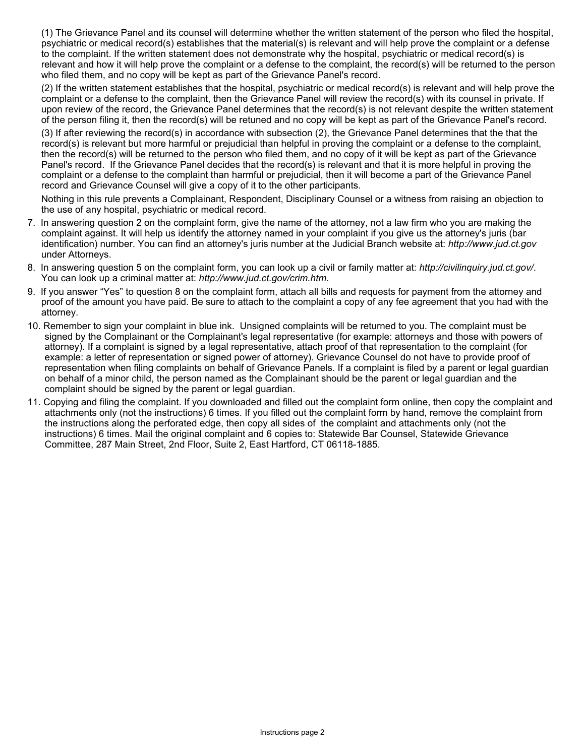(1) The Grievance Panel and its counsel will determine whether the written statement of the person who filed the hospital, psychiatric or medical record(s) establishes that the material(s) is relevant and will help prove the complaint or a defense to the complaint. If the written statement does not demonstrate why the hospital, psychiatric or medical record(s) is relevant and how it will help prove the complaint or a defense to the complaint, the record(s) will be returned to the person who filed them, and no copy will be kept as part of the Grievance Panel's record.

(2) If the written statement establishes that the hospital, psychiatric or medical record(s) is relevant and will help prove the complaint or a defense to the complaint, then the Grievance Panel will review the record(s) with its counsel in private. If upon review of the record, the Grievance Panel determines that the record(s) is not relevant despite the written statement of the person filing it, then the record(s) will be retuned and no copy will be kept as part of the Grievance Panel's record.

(3) If after reviewing the record(s) in accordance with subsection (2), the Grievance Panel determines that the that the record(s) is relevant but more harmful or prejudicial than helpful in proving the complaint or a defense to the complaint, then the record(s) will be returned to the person who filed them, and no copy of it will be kept as part of the Grievance Panel's record. If the Grievance Panel decides that the record(s) is relevant and that it is more helpful in proving the complaint or a defense to the complaint than harmful or prejudicial, then it will become a part of the Grievance Panel record and Grievance Counsel will give a copy of it to the other participants.

Nothing in this rule prevents a Complainant, Respondent, Disciplinary Counsel or a witness from raising an objection to the use of any hospital, psychiatric or medical record.

7. In answering question 2 on the complaint form, give the name of the attorney, not a law firm who you are making the complaint against. It will help us identify the attorney named in your complaint if you give us the attorney's juris (bar identification) number. You can find an attorney's juris number at the Judicial Branch website at: *http://www.jud.ct.gov* under Attorneys.
8. In answering question 5 on the complaint form, you can look up a civil or family matter at: *http://civilinquiry.jud.ct.gov/*. You can look up a criminal matter at: *http://www.jud.ct.gov/crim.htm*.
9. If you answer “Yes” to question 8 on the complaint form, attach all bills and requests for payment from the attorney and proof of the amount you have paid. Be sure to attach to the complaint a copy of any fee agreement that you had with the attorney.
10. Remember to sign your complaint in blue ink. Unsigned complaints will be returned to you. The complaint must be signed by the Complainant or the Complainant's legal representative (for example: attorneys and those with powers of attorney). If a complaint is signed by a legal representative, attach proof of that representation to the complaint (for example: a letter of representation or signed power of attorney). Grievance Counsel do not have to provide proof of representation when filing complaints on behalf of Grievance Panels. If a complaint is filed by a parent or legal guardian on behalf of a minor child, the person named as the Complainant should be the parent or legal guardian and the complaint should be signed by the parent or legal guardian.
11. Copying and filing the complaint. If you downloaded and filled out the complaint form online, then copy the complaint and attachments only (not the instructions) 6 times. If you filled out the complaint form by hand, remove the complaint from the instructions along the perforated edge, then copy all sides of the complaint and attachments only (not the instructions) 6 times. Mail the original complaint and 6 copies to: Statewide Bar Counsel, Statewide Grievance Committee, 287 Main Street, 2nd Floor, Suite 2, East Hartford, CT 06118-1885.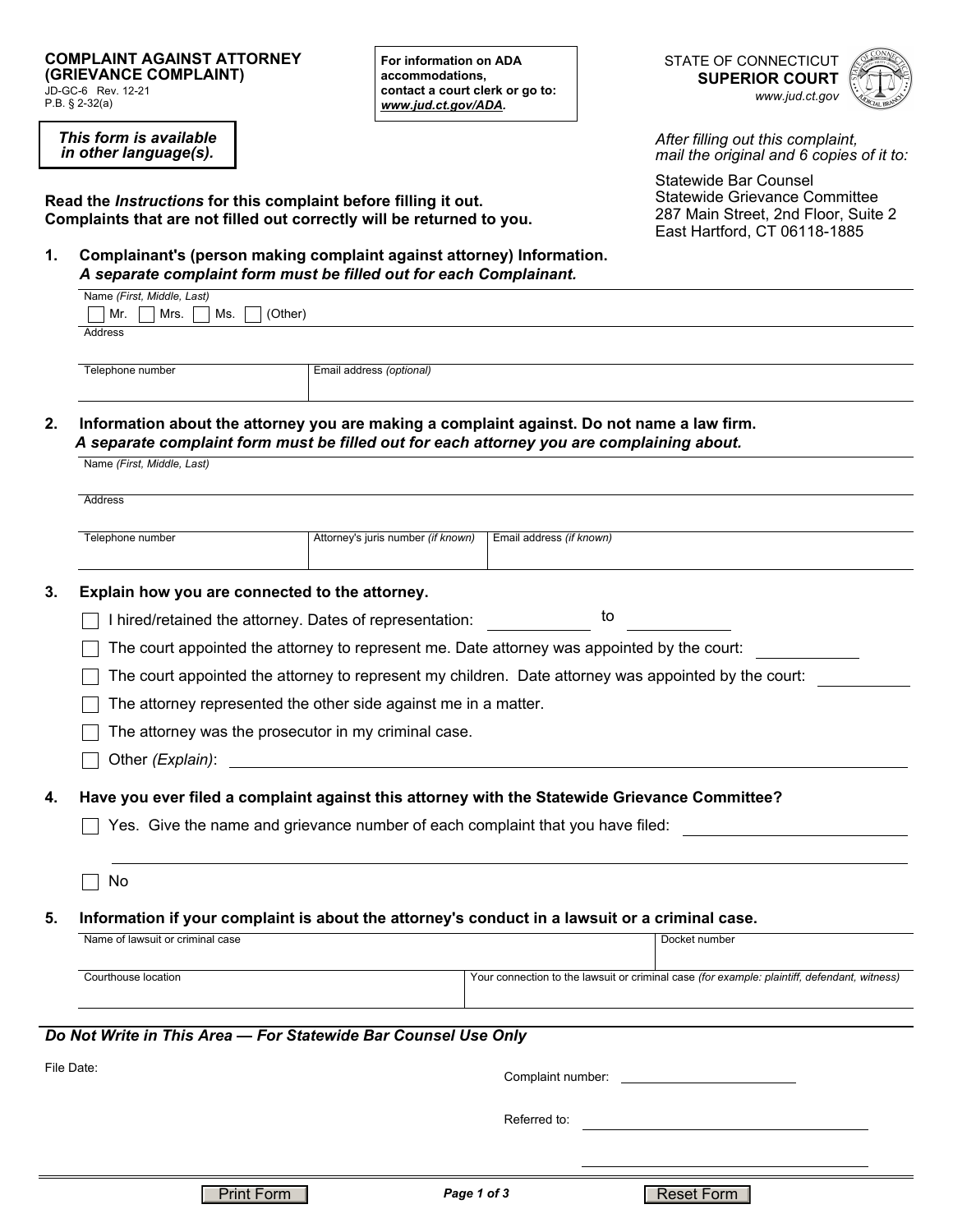**COMPLAINT AGAINST ATTORNEY (GRIEVANCE COMPLAINT)**
JD-GC-6 Rev. 12-21
P.B. § 2-32(a)

**For information on ADA accommodations, contact a court clerk or go to: *www.jud.ct.gov/ADA*.**

STATE OF CONNECTICUT
**SUPERIOR COURT**
*www.jud.ct.gov*

***This form is available in other language(s).***

*After filling out this complaint, mail the original and 6 copies of it to:*

Statewide Bar Counsel
Statewide Grievance Committee
287 Main Street, 2nd Floor, Suite 2
East Hartford, CT 06118-1885

**Read the *Instructions* for this complaint before filling it out.**
**Complaints that are not filled out correctly will be returned to you.**

**1. Complainant's (person making complaint against attorney) Information.**
***A separate complaint form must be filled out for each Complainant.***

Name *(First, Middle, Last)*
☐ Mr. ☐ Mrs. ☐ Ms. ☐ (Other)

Address

| Telephone number | Email address *(optional)* |
|---|---|
| | |

**2. Information about the attorney you are making a complaint against. Do not name a law firm.**
***A separate complaint form must be filled out for each attorney you are complaining about.***

Name *(First, Middle, Last)*

Address

| Telephone number | Attorney's juris number *(if known)* | Email address *(if known)* |
|---|---|---|
| | | |

**3. Explain how you are connected to the attorney.**

☐ I hired/retained the attorney. Dates of representation: ________ to ________

☐ The court appointed the attorney to represent me. Date attorney was appointed by the court: ________

☐ The court appointed the attorney to represent my children. Date attorney was appointed by the court: ________

☐ The attorney represented the other side against me in a matter.

☐ The attorney was the prosecutor in my criminal case.

☐ Other *(Explain)*: ________

**4. Have you ever filed a complaint against this attorney with the Statewide Grievance Committee?**

☐ Yes. Give the name and grievance number of each complaint that you have filed: ________

☐ No

**5. Information if your complaint is about the attorney's conduct in a lawsuit or a criminal case.**

| Name of lawsuit or criminal case | Docket number |
|---|---|
| | |

| Courthouse location | Your connection to the lawsuit or criminal case *(for example: plaintiff, defendant, witness)* |
|---|---|
| | |

***Do Not Write in This Area — For Statewide Bar Counsel Use Only***

File Date:

Complaint number: ________

Referred to: ________

Print Form

Reset Form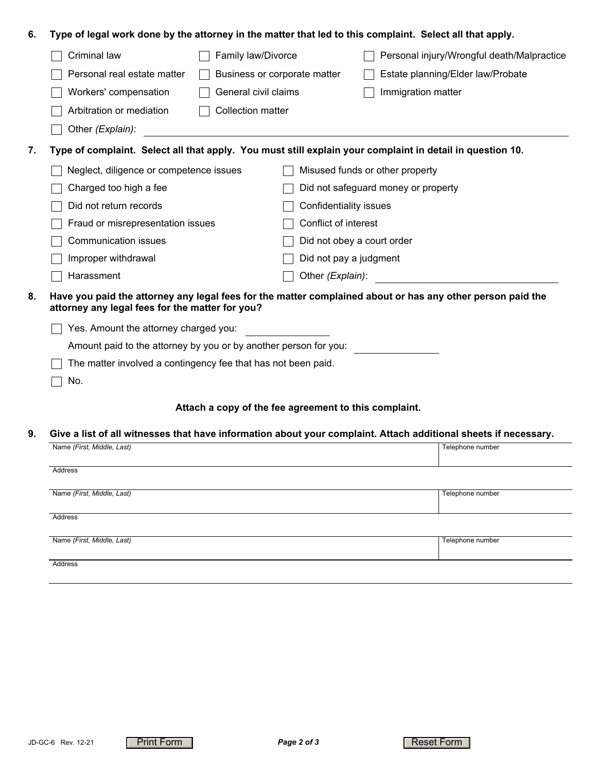6. **Type of legal work done by the attorney in the matter that led to this complaint. Select all that apply.**

   - [ ] Criminal law
   - [ ] Family law/Divorce
   - [ ] Personal injury/Wrongful death/Malpractice
   - [ ] Personal real estate matter
   - [ ] Business or corporate matter
   - [ ] Estate planning/Elder law/Probate
   - [ ] Workers' compensation
   - [ ] General civil claims
   - [ ] Immigration matter
   - [ ] Arbitration or mediation
   - [ ] Collection matter
   - [ ] Other *(Explain)*: ______________________________

7. **Type of complaint. Select all that apply. You must still explain your complaint in detail in question 10.**

   - [ ] Neglect, diligence or competence issues
   - [ ] Misused funds or other property
   - [ ] Charged too high a fee
   - [ ] Did not safeguard money or property
   - [ ] Did not return records
   - [ ] Confidentiality issues
   - [ ] Fraud or misrepresentation issues
   - [ ] Conflict of interest
   - [ ] Communication issues
   - [ ] Did not obey a court order
   - [ ] Improper withdrawal
   - [ ] Did not pay a judgment
   - [ ] Harassment
   - [ ] Other *(Explain)*: ______________________________

8. **Have you paid the attorney any legal fees for the matter complained about or has any other person paid the attorney any legal fees for the matter for you?**

   - [ ] Yes. Amount the attorney charged you: ______________

     Amount paid to the attorney by you or by another person for you: ______________
   - [ ] The matter involved a contingency fee that has not been paid.
   - [ ] No.

**Attach a copy of the fee agreement to this complaint.**

9. **Give a list of all witnesses that have information about your complaint. Attach additional sheets if necessary.**

| Name *(First, Middle, Last)* | Telephone number |
|---|---|
| | |
| Address | |
| | |
| Name *(First, Middle, Last)* | Telephone number |
| | |
| Address | |
| | |
| Name *(First, Middle, Last)* | Telephone number |
| | |
| Address | |
| | |

JD-GC-6 Rev. 12-21

Print Form

Reset Form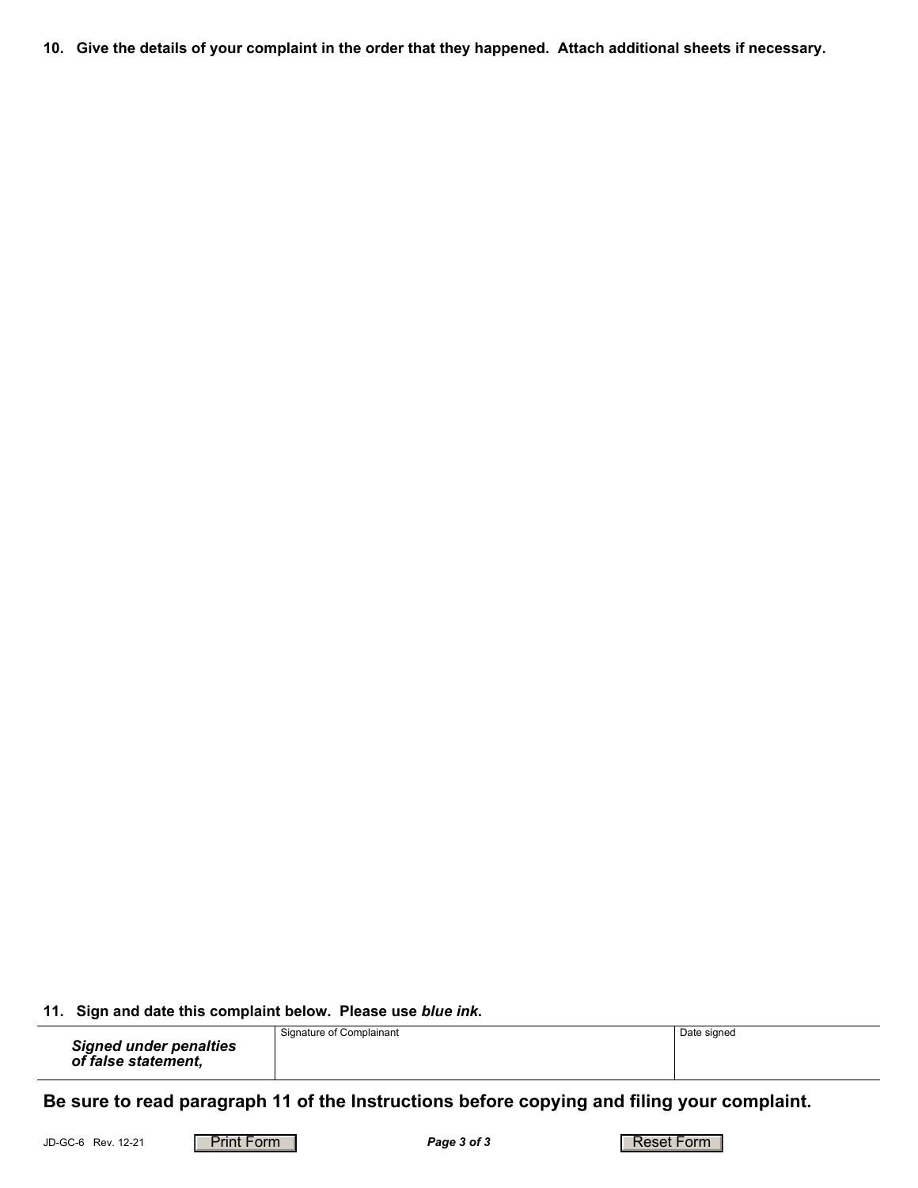**10. Give the details of your complaint in the order that they happened. Attach additional sheets if necessary.**

**11. Sign and date this complaint below. Please use *blue ink*.**

| | | |
|---|---|---|
| ***Signed under penalties of false statement,*** | Signature of Complainant | Date signed |

## Be sure to read paragraph 11 of the Instructions before copying and filing your complaint.

JD-GC-6 Rev. 12-21